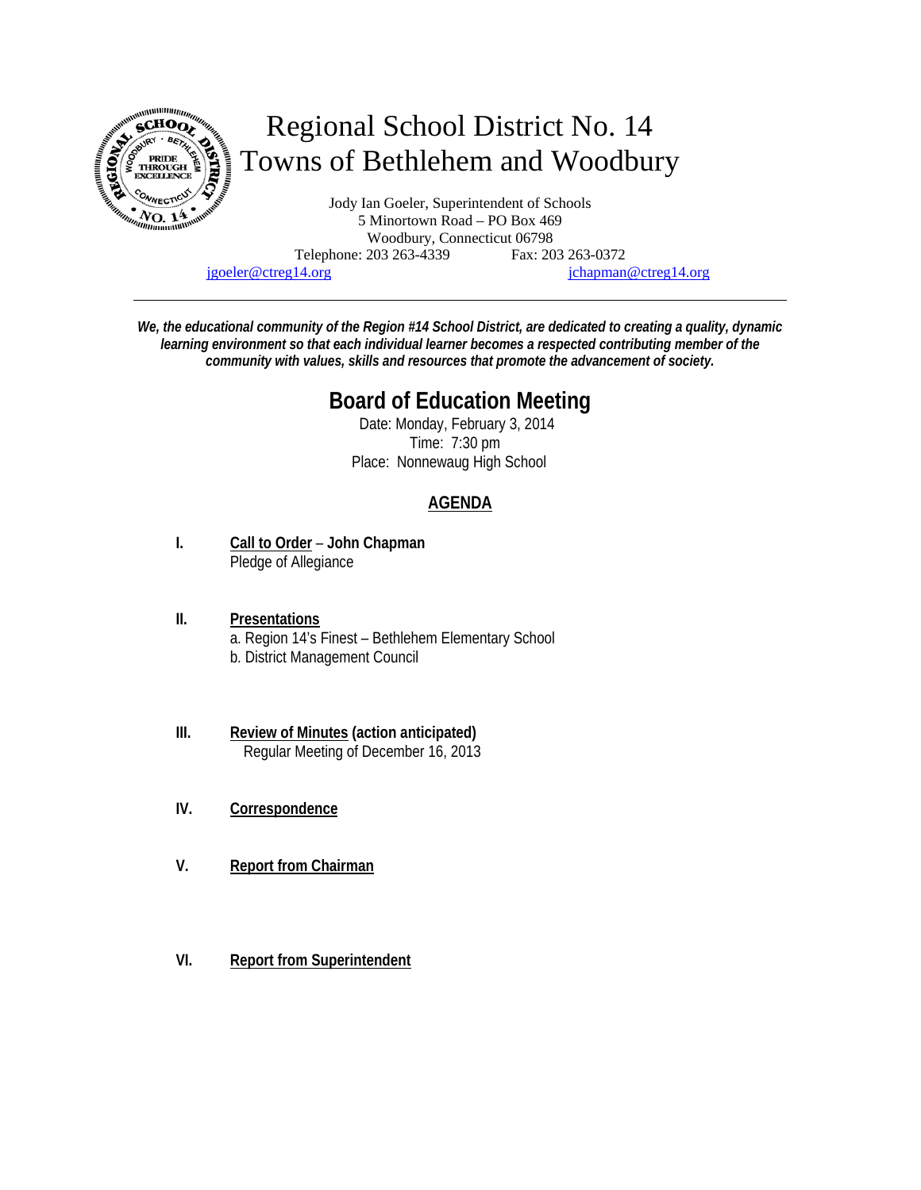# Regional School District No. 14
## Towns of Bethlehem and Woodbury

Jody Ian Goeler, Superintendent of Schools
5 Minortown Road – PO Box 469
Woodbury, Connecticut 06798
Telephone: 203 263-4339 Fax: 203 263-0372
jgoeler@ctreg14.org jchapman@ctreg14.org

---

***We, the educational community of the Region #14 School District, are dedicated to creating a quality, dynamic learning environment so that each individual learner becomes a respected contributing member of the community with values, skills and resources that promote the advancement of society.***

## Board of Education Meeting

Date: Monday, February 3, 2014
Time: 7:30 pm
Place: Nonnewaug High School

### AGENDA

**I. Call to Order – John Chapman**
Pledge of Allegiance

**II. Presentations**
a. Region 14's Finest – Bethlehem Elementary School
b. District Management Council

**III. Review of Minutes (action anticipated)**
Regular Meeting of December 16, 2013

**IV. Correspondence**

**V. Report from Chairman**

**VI. Report from Superintendent**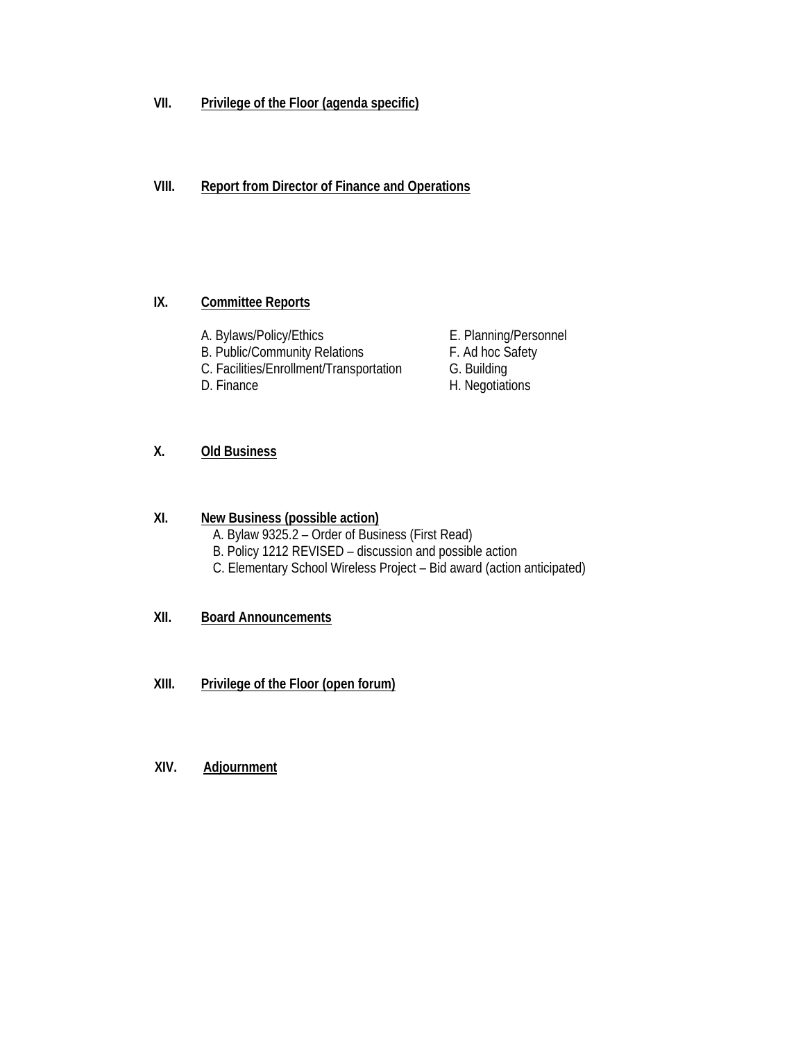**VII. Privilege of the Floor (agenda specific)**

**VIII. Report from Director of Finance and Operations**

**IX. Committee Reports**

A. Bylaws/Policy/Ethics
B. Public/Community Relations
C. Facilities/Enrollment/Transportation
D. Finance
E. Planning/Personnel
F. Ad hoc Safety
G. Building
H. Negotiations

**X. Old Business**

**XI. New Business (possible action)**

A. Bylaw 9325.2 – Order of Business (First Read)
B. Policy 1212 REVISED – discussion and possible action
C. Elementary School Wireless Project – Bid award (action anticipated)

**XII. Board Announcements**

**XIII. Privilege of the Floor (open forum)**

**XIV. Adjournment**